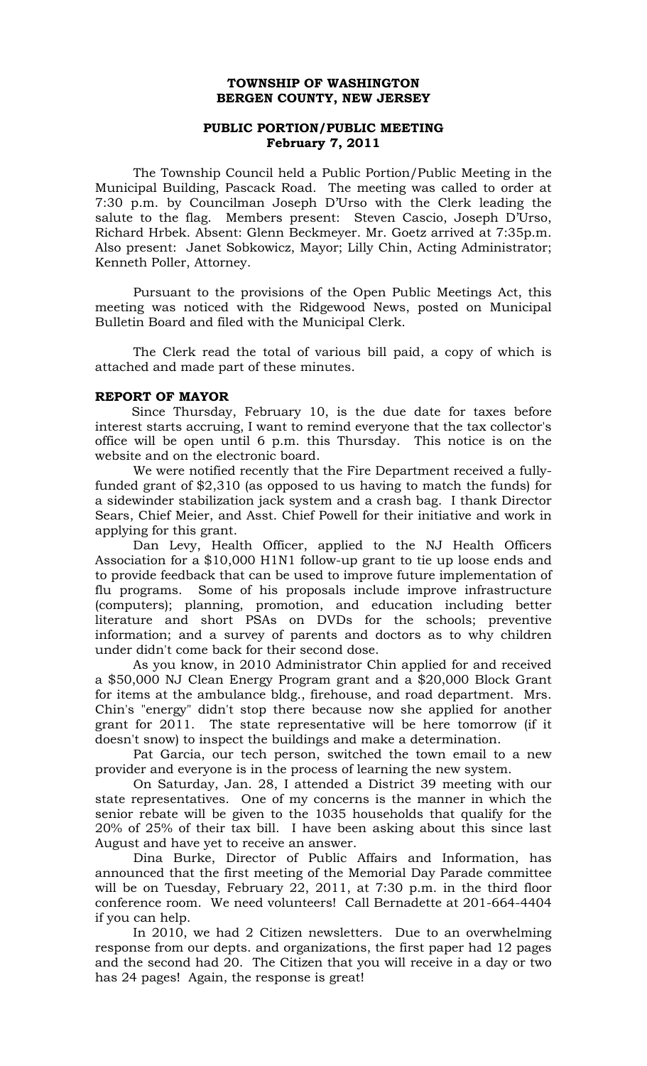**TOWNSHIP OF WASHINGTON**
**BERGEN COUNTY, NEW JERSEY**

**PUBLIC PORTION/PUBLIC MEETING**
**February 7, 2011**

The Township Council held a Public Portion/Public Meeting in the Municipal Building, Pascack Road. The meeting was called to order at 7:30 p.m. by Councilman Joseph D'Urso with the Clerk leading the salute to the flag. Members present: Steven Cascio, Joseph D'Urso, Richard Hrbek. Absent: Glenn Beckmeyer. Mr. Goetz arrived at 7:35p.m. Also present: Janet Sobkowicz, Mayor; Lilly Chin, Acting Administrator; Kenneth Poller, Attorney.

Pursuant to the provisions of the Open Public Meetings Act, this meeting was noticed with the Ridgewood News, posted on Municipal Bulletin Board and filed with the Municipal Clerk.

The Clerk read the total of various bill paid, a copy of which is attached and made part of these minutes.

**REPORT OF MAYOR**

Since Thursday, February 10, is the due date for taxes before interest starts accruing, I want to remind everyone that the tax collector's office will be open until 6 p.m. this Thursday. This notice is on the website and on the electronic board.

We were notified recently that the Fire Department received a fully-funded grant of $2,310 (as opposed to us having to match the funds) for a sidewinder stabilization jack system and a crash bag. I thank Director Sears, Chief Meier, and Asst. Chief Powell for their initiative and work in applying for this grant.

Dan Levy, Health Officer, applied to the NJ Health Officers Association for a $10,000 H1N1 follow-up grant to tie up loose ends and to provide feedback that can be used to improve future implementation of flu programs. Some of his proposals include improve infrastructure (computers); planning, promotion, and education including better literature and short PSAs on DVDs for the schools; preventive information; and a survey of parents and doctors as to why children under didn't come back for their second dose.

As you know, in 2010 Administrator Chin applied for and received a $50,000 NJ Clean Energy Program grant and a $20,000 Block Grant for items at the ambulance bldg., firehouse, and road department. Mrs. Chin's "energy" didn't stop there because now she applied for another grant for 2011. The state representative will be here tomorrow (if it doesn't snow) to inspect the buildings and make a determination.

Pat Garcia, our tech person, switched the town email to a new provider and everyone is in the process of learning the new system.

On Saturday, Jan. 28, I attended a District 39 meeting with our state representatives. One of my concerns is the manner in which the senior rebate will be given to the 1035 households that qualify for the 20% of 25% of their tax bill. I have been asking about this since last August and have yet to receive an answer.

Dina Burke, Director of Public Affairs and Information, has announced that the first meeting of the Memorial Day Parade committee will be on Tuesday, February 22, 2011, at 7:30 p.m. in the third floor conference room. We need volunteers! Call Bernadette at 201-664-4404 if you can help.

In 2010, we had 2 Citizen newsletters. Due to an overwhelming response from our depts. and organizations, the first paper had 12 pages and the second had 20. The Citizen that you will receive in a day or two has 24 pages! Again, the response is great!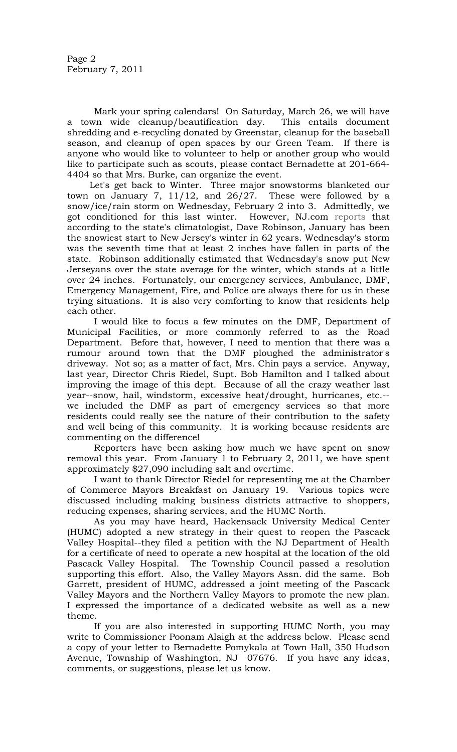Mark your spring calendars! On Saturday, March 26, we will have a town wide cleanup/beautification day. This entails document shredding and e-recycling donated by Greenstar, cleanup for the baseball season, and cleanup of open spaces by our Green Team. If there is anyone who would like to volunteer to help or another group who would like to participate such as scouts, please contact Bernadette at 201-664-4404 so that Mrs. Burke, can organize the event.

Let's get back to Winter. Three major snowstorms blanketed our town on January 7, 11/12, and 26/27. These were followed by a snow/ice/rain storm on Wednesday, February 2 into 3. Admittedly, we got conditioned for this last winter. However, NJ.com reports that according to the state's climatologist, Dave Robinson, January has been the snowiest start to New Jersey's winter in 62 years. Wednesday's storm was the seventh time that at least 2 inches have fallen in parts of the state. Robinson additionally estimated that Wednesday's snow put New Jerseyans over the state average for the winter, which stands at a little over 24 inches. Fortunately, our emergency services, Ambulance, DMF, Emergency Management, Fire, and Police are always there for us in these trying situations. It is also very comforting to know that residents help each other.

I would like to focus a few minutes on the DMF, Department of Municipal Facilities, or more commonly referred to as the Road Department. Before that, however, I need to mention that there was a rumour around town that the DMF ploughed the administrator's driveway. Not so; as a matter of fact, Mrs. Chin pays a service. Anyway, last year, Director Chris Riedel, Supt. Bob Hamilton and I talked about improving the image of this dept. Because of all the crazy weather last year--snow, hail, windstorm, excessive heat/drought, hurricanes, etc.--we included the DMF as part of emergency services so that more residents could really see the nature of their contribution to the safety and well being of this community. It is working because residents are commenting on the difference!

Reporters have been asking how much we have spent on snow removal this year. From January 1 to February 2, 2011, we have spent approximately $27,090 including salt and overtime.

I want to thank Director Riedel for representing me at the Chamber of Commerce Mayors Breakfast on January 19. Various topics were discussed including making business districts attractive to shoppers, reducing expenses, sharing services, and the HUMC North.

As you may have heard, Hackensack University Medical Center (HUMC) adopted a new strategy in their quest to reopen the Pascack Valley Hospital--they filed a petition with the NJ Department of Health for a certificate of need to operate a new hospital at the location of the old Pascack Valley Hospital. The Township Council passed a resolution supporting this effort. Also, the Valley Mayors Assn. did the same. Bob Garrett, president of HUMC, addressed a joint meeting of the Pascack Valley Mayors and the Northern Valley Mayors to promote the new plan. I expressed the importance of a dedicated website as well as a new theme.

If you are also interested in supporting HUMC North, you may write to Commissioner Poonam Alaigh at the address below. Please send a copy of your letter to Bernadette Pomykala at Town Hall, 350 Hudson Avenue, Township of Washington, NJ 07676. If you have any ideas, comments, or suggestions, please let us know.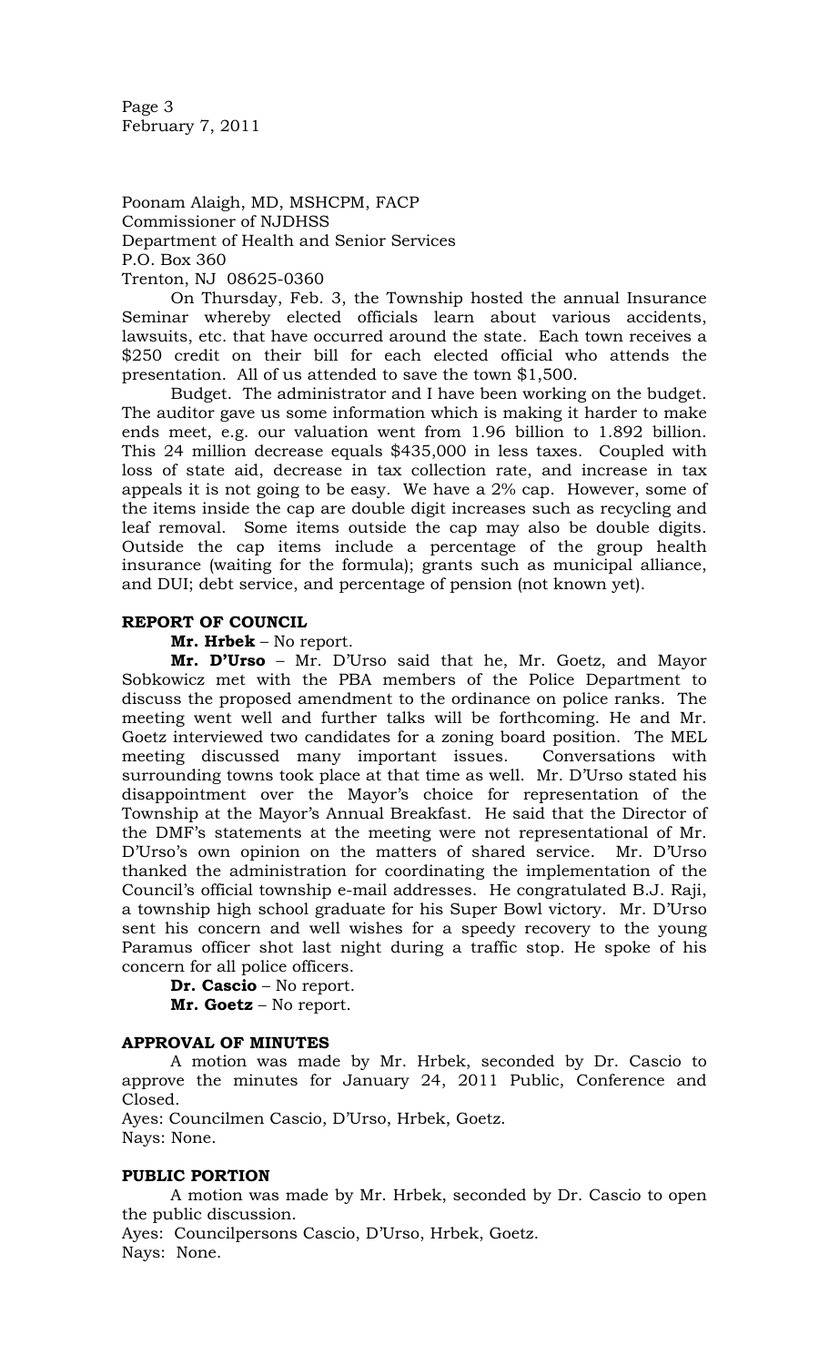Poonam Alaigh, MD, MSHCPM, FACP
Commissioner of NJDHSS
Department of Health and Senior Services
P.O. Box 360
Trenton, NJ 08625-0360

On Thursday, Feb. 3, the Township hosted the annual Insurance Seminar whereby elected officials learn about various accidents, lawsuits, etc. that have occurred around the state. Each town receives a $250 credit on their bill for each elected official who attends the presentation. All of us attended to save the town $1,500.

Budget. The administrator and I have been working on the budget. The auditor gave us some information which is making it harder to make ends meet, e.g. our valuation went from 1.96 billion to 1.892 billion. This 24 million decrease equals $435,000 in less taxes. Coupled with loss of state aid, decrease in tax collection rate, and increase in tax appeals it is not going to be easy. We have a 2% cap. However, some of the items inside the cap are double digit increases such as recycling and leaf removal. Some items outside the cap may also be double digits. Outside the cap items include a percentage of the group health insurance (waiting for the formula); grants such as municipal alliance, and DUI; debt service, and percentage of pension (not known yet).

**REPORT OF COUNCIL**

**Mr. Hrbek** – No report.

**Mr. D'Urso** – Mr. D'Urso said that he, Mr. Goetz, and Mayor Sobkowicz met with the PBA members of the Police Department to discuss the proposed amendment to the ordinance on police ranks. The meeting went well and further talks will be forthcoming. He and Mr. Goetz interviewed two candidates for a zoning board position. The MEL meeting discussed many important issues. Conversations with surrounding towns took place at that time as well. Mr. D'Urso stated his disappointment over the Mayor's choice for representation of the Township at the Mayor's Annual Breakfast. He said that the Director of the DMF's statements at the meeting were not representational of Mr. D'Urso's own opinion on the matters of shared service. Mr. D'Urso thanked the administration for coordinating the implementation of the Council's official township e-mail addresses. He congratulated B.J. Raji, a township high school graduate for his Super Bowl victory. Mr. D'Urso sent his concern and well wishes for a speedy recovery to the young Paramus officer shot last night during a traffic stop. He spoke of his concern for all police officers.

**Dr. Cascio** – No report.

**Mr. Goetz** – No report.

**APPROVAL OF MINUTES**

A motion was made by Mr. Hrbek, seconded by Dr. Cascio to approve the minutes for January 24, 2011 Public, Conference and Closed.

Ayes: Councilmen Cascio, D'Urso, Hrbek, Goetz.
Nays: None.

**PUBLIC PORTION**

A motion was made by Mr. Hrbek, seconded by Dr. Cascio to open the public discussion.

Ayes: Councilpersons Cascio, D'Urso, Hrbek, Goetz.
Nays: None.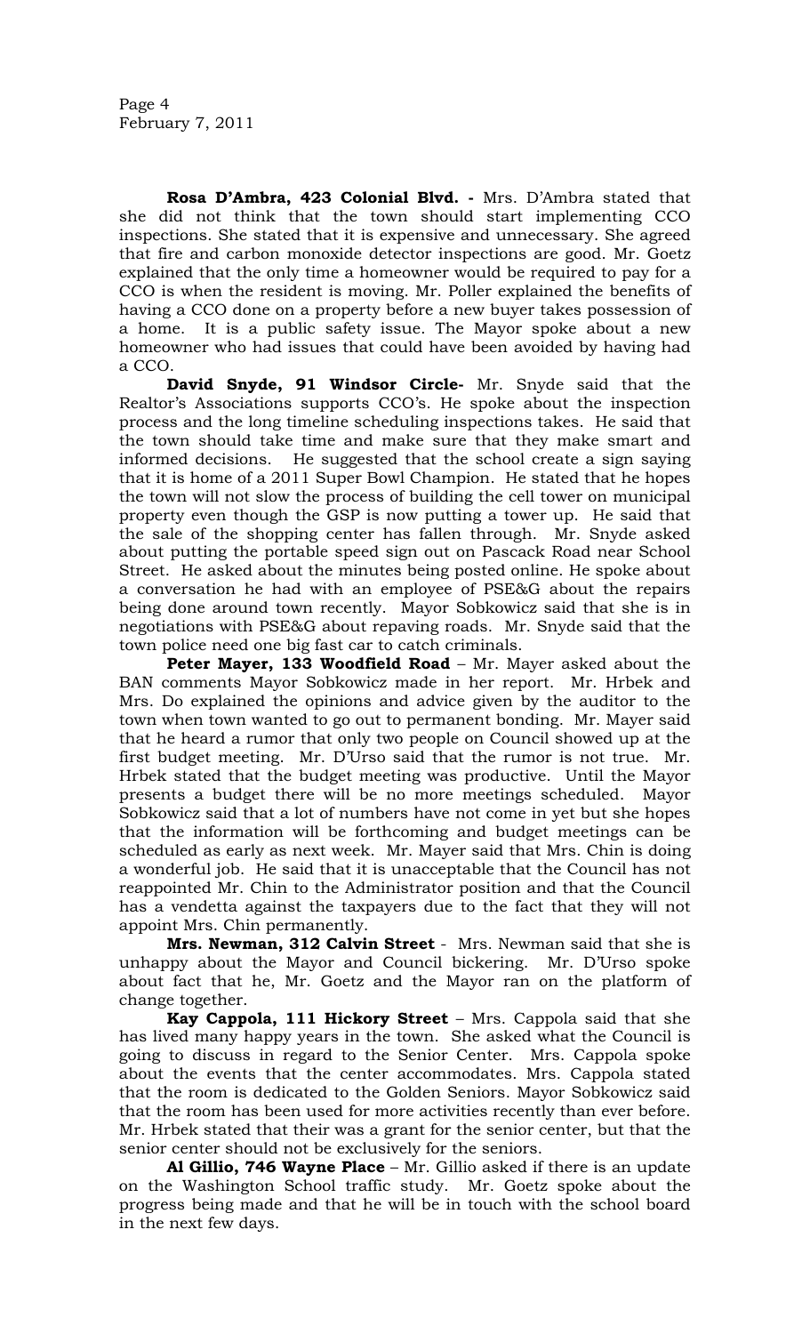**Rosa D'Ambra, 423 Colonial Blvd. -** Mrs. D'Ambra stated that she did not think that the town should start implementing CCO inspections. She stated that it is expensive and unnecessary. She agreed that fire and carbon monoxide detector inspections are good. Mr. Goetz explained that the only time a homeowner would be required to pay for a CCO is when the resident is moving. Mr. Poller explained the benefits of having a CCO done on a property before a new buyer takes possession of a home. It is a public safety issue. The Mayor spoke about a new homeowner who had issues that could have been avoided by having had a CCO.

**David Snyde, 91 Windsor Circle-** Mr. Snyde said that the Realtor's Associations supports CCO's. He spoke about the inspection process and the long timeline scheduling inspections takes. He said that the town should take time and make sure that they make smart and informed decisions. He suggested that the school create a sign saying that it is home of a 2011 Super Bowl Champion. He stated that he hopes the town will not slow the process of building the cell tower on municipal property even though the GSP is now putting a tower up. He said that the sale of the shopping center has fallen through. Mr. Snyde asked about putting the portable speed sign out on Pascack Road near School Street. He asked about the minutes being posted online. He spoke about a conversation he had with an employee of PSE&G about the repairs being done around town recently. Mayor Sobkowicz said that she is in negotiations with PSE&G about repaving roads. Mr. Snyde said that the town police need one big fast car to catch criminals.

**Peter Mayer, 133 Woodfield Road** – Mr. Mayer asked about the BAN comments Mayor Sobkowicz made in her report. Mr. Hrbek and Mrs. Do explained the opinions and advice given by the auditor to the town when town wanted to go out to permanent bonding. Mr. Mayer said that he heard a rumor that only two people on Council showed up at the first budget meeting. Mr. D'Urso said that the rumor is not true. Mr. Hrbek stated that the budget meeting was productive. Until the Mayor presents a budget there will be no more meetings scheduled. Mayor Sobkowicz said that a lot of numbers have not come in yet but she hopes that the information will be forthcoming and budget meetings can be scheduled as early as next week. Mr. Mayer said that Mrs. Chin is doing a wonderful job. He said that it is unacceptable that the Council has not reappointed Mr. Chin to the Administrator position and that the Council has a vendetta against the taxpayers due to the fact that they will not appoint Mrs. Chin permanently.

**Mrs. Newman, 312 Calvin Street** - Mrs. Newman said that she is unhappy about the Mayor and Council bickering. Mr. D'Urso spoke about fact that he, Mr. Goetz and the Mayor ran on the platform of change together.

**Kay Cappola, 111 Hickory Street** – Mrs. Cappola said that she has lived many happy years in the town. She asked what the Council is going to discuss in regard to the Senior Center. Mrs. Cappola spoke about the events that the center accommodates. Mrs. Cappola stated that the room is dedicated to the Golden Seniors. Mayor Sobkowicz said that the room has been used for more activities recently than ever before. Mr. Hrbek stated that their was a grant for the senior center, but that the senior center should not be exclusively for the seniors.

**Al Gillio, 746 Wayne Place** – Mr. Gillio asked if there is an update on the Washington School traffic study. Mr. Goetz spoke about the progress being made and that he will be in touch with the school board in the next few days.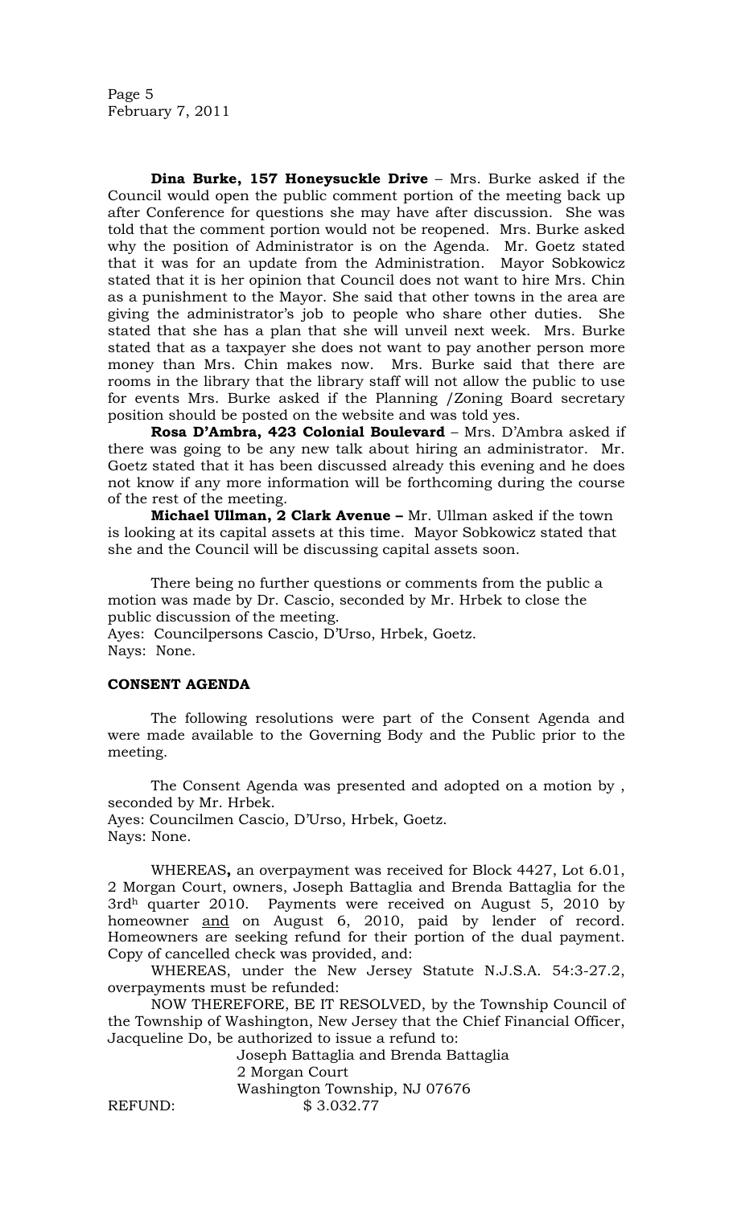**Dina Burke, 157 Honeysuckle Drive** – Mrs. Burke asked if the Council would open the public comment portion of the meeting back up after Conference for questions she may have after discussion. She was told that the comment portion would not be reopened. Mrs. Burke asked why the position of Administrator is on the Agenda. Mr. Goetz stated that it was for an update from the Administration. Mayor Sobkowicz stated that it is her opinion that Council does not want to hire Mrs. Chin as a punishment to the Mayor. She said that other towns in the area are giving the administrator's job to people who share other duties. She stated that she has a plan that she will unveil next week. Mrs. Burke stated that as a taxpayer she does not want to pay another person more money than Mrs. Chin makes now. Mrs. Burke said that there are rooms in the library that the library staff will not allow the public to use for events Mrs. Burke asked if the Planning /Zoning Board secretary position should be posted on the website and was told yes.

**Rosa D'Ambra, 423 Colonial Boulevard** – Mrs. D'Ambra asked if there was going to be any new talk about hiring an administrator. Mr. Goetz stated that it has been discussed already this evening and he does not know if any more information will be forthcoming during the course of the rest of the meeting.

**Michael Ullman, 2 Clark Avenue –** Mr. Ullman asked if the town is looking at its capital assets at this time. Mayor Sobkowicz stated that she and the Council will be discussing capital assets soon.

There being no further questions or comments from the public a motion was made by Dr. Cascio, seconded by Mr. Hrbek to close the public discussion of the meeting.
Ayes: Councilpersons Cascio, D'Urso, Hrbek, Goetz.
Nays: None.

**CONSENT AGENDA**

The following resolutions were part of the Consent Agenda and were made available to the Governing Body and the Public prior to the meeting.

The Consent Agenda was presented and adopted on a motion by , seconded by Mr. Hrbek.
Ayes: Councilmen Cascio, D'Urso, Hrbek, Goetz.
Nays: None.

WHEREAS**,** an overpayment was received for Block 4427, Lot 6.01, 2 Morgan Court, owners, Joseph Battaglia and Brenda Battaglia for the 3rd[h] quarter 2010. Payments were received on August 5, 2010 by homeowner and on August 6, 2010, paid by lender of record. Homeowners are seeking refund for their portion of the dual payment. Copy of cancelled check was provided, and:

WHEREAS, under the New Jersey Statute N.J.S.A. 54:3-27.2, overpayments must be refunded:

NOW THEREFORE, BE IT RESOLVED, by the Township Council of the Township of Washington, New Jersey that the Chief Financial Officer, Jacqueline Do, be authorized to issue a refund to:

Joseph Battaglia and Brenda Battaglia
2 Morgan Court
Washington Township, NJ 07676

REFUND: $ 3.032.77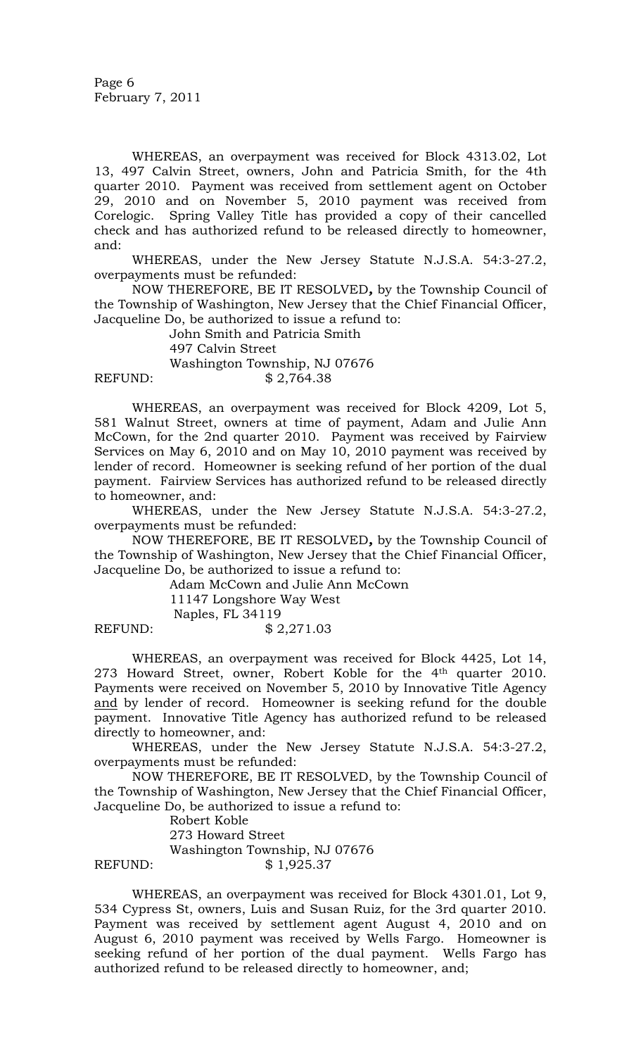WHEREAS, an overpayment was received for Block 4313.02, Lot 13, 497 Calvin Street, owners, John and Patricia Smith, for the 4th quarter 2010. Payment was received from settlement agent on October 29, 2010 and on November 5, 2010 payment was received from Corelogic. Spring Valley Title has provided a copy of their cancelled check and has authorized refund to be released directly to homeowner, and:

WHEREAS, under the New Jersey Statute N.J.S.A. 54:3-27.2, overpayments must be refunded:

NOW THEREFORE, BE IT RESOLVED**,** by the Township Council of the Township of Washington, New Jersey that the Chief Financial Officer, Jacqueline Do, be authorized to issue a refund to:

John Smith and Patricia Smith
497 Calvin Street
Washington Township, NJ 07676

REFUND: $ 2,764.38

WHEREAS, an overpayment was received for Block 4209, Lot 5, 581 Walnut Street, owners at time of payment, Adam and Julie Ann McCown, for the 2nd quarter 2010. Payment was received by Fairview Services on May 6, 2010 and on May 10, 2010 payment was received by lender of record. Homeowner is seeking refund of her portion of the dual payment. Fairview Services has authorized refund to be released directly to homeowner, and:

WHEREAS, under the New Jersey Statute N.J.S.A. 54:3-27.2, overpayments must be refunded:

NOW THEREFORE, BE IT RESOLVED**,** by the Township Council of the Township of Washington, New Jersey that the Chief Financial Officer, Jacqueline Do, be authorized to issue a refund to:

Adam McCown and Julie Ann McCown
11147 Longshore Way West
Naples, FL 34119

REFUND: $ 2,271.03

WHEREAS, an overpayment was received for Block 4425, Lot 14, 273 Howard Street, owner, Robert Koble for the 4th quarter 2010. Payments were received on November 5, 2010 by Innovative Title Agency and by lender of record. Homeowner is seeking refund for the double payment. Innovative Title Agency has authorized refund to be released directly to homeowner, and:

WHEREAS, under the New Jersey Statute N.J.S.A. 54:3-27.2, overpayments must be refunded:

NOW THEREFORE, BE IT RESOLVED, by the Township Council of the Township of Washington, New Jersey that the Chief Financial Officer, Jacqueline Do, be authorized to issue a refund to:

Robert Koble
273 Howard Street
Washington Township, NJ 07676

REFUND: $ 1,925.37

WHEREAS, an overpayment was received for Block 4301.01, Lot 9, 534 Cypress St, owners, Luis and Susan Ruiz, for the 3rd quarter 2010. Payment was received by settlement agent August 4, 2010 and on August 6, 2010 payment was received by Wells Fargo. Homeowner is seeking refund of her portion of the dual payment. Wells Fargo has authorized refund to be released directly to homeowner, and;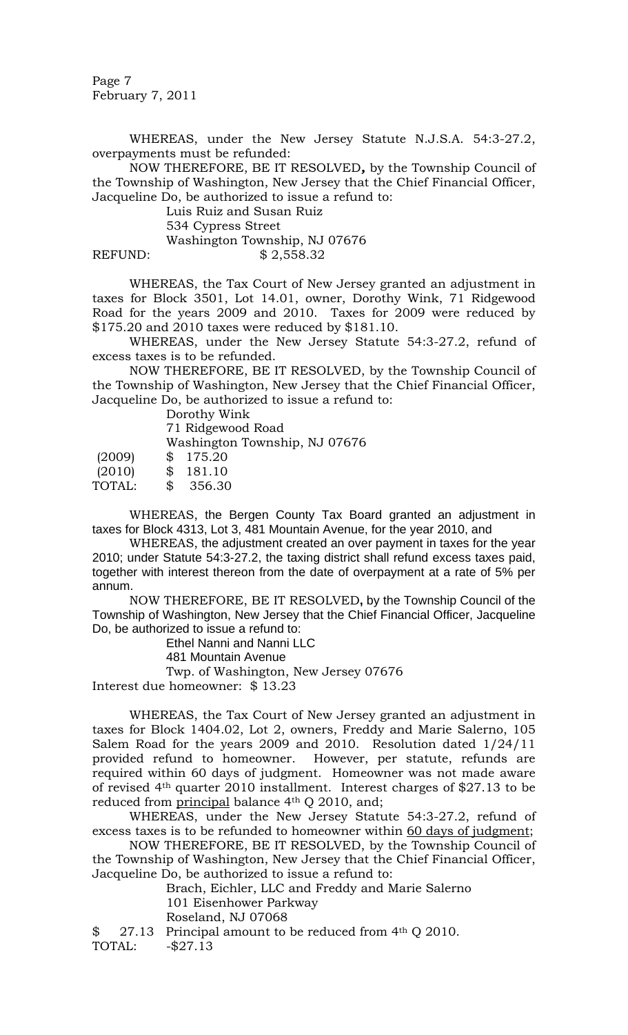WHEREAS, under the New Jersey Statute N.J.S.A. 54:3-27.2, overpayments must be refunded:

NOW THEREFORE, BE IT RESOLVED**,** by the Township Council of the Township of Washington, New Jersey that the Chief Financial Officer, Jacqueline Do, be authorized to issue a refund to:

Luis Ruiz and Susan Ruiz
534 Cypress Street
Washington Township, NJ 07676

REFUND: $ 2,558.32

WHEREAS, the Tax Court of New Jersey granted an adjustment in taxes for Block 3501, Lot 14.01, owner, Dorothy Wink, 71 Ridgewood Road for the years 2009 and 2010. Taxes for 2009 were reduced by $175.20 and 2010 taxes were reduced by $181.10.

WHEREAS, under the New Jersey Statute 54:3-27.2, refund of excess taxes is to be refunded.

NOW THEREFORE, BE IT RESOLVED, by the Township Council of the Township of Washington, New Jersey that the Chief Financial Officer, Jacqueline Do, be authorized to issue a refund to:

Dorothy Wink
71 Ridgewood Road
Washington Township, NJ 07676

(2009) $ 175.20
(2010) $ 181.10
TOTAL: $ 356.30

WHEREAS, the Bergen County Tax Board granted an adjustment in taxes for Block 4313, Lot 3, 481 Mountain Avenue, for the year 2010, and

WHEREAS, the adjustment created an over payment in taxes for the year 2010; under Statute 54:3-27.2, the taxing district shall refund excess taxes paid, together with interest thereon from the date of overpayment at a rate of 5% per annum.

NOW THEREFORE, BE IT RESOLVED**,** by the Township Council of the Township of Washington, New Jersey that the Chief Financial Officer, Jacqueline Do, be authorized to issue a refund to:

Ethel Nanni and Nanni LLC
481 Mountain Avenue
Twp. of Washington, New Jersey 07676

Interest due homeowner: $ 13.23

WHEREAS, the Tax Court of New Jersey granted an adjustment in taxes for Block 1404.02, Lot 2, owners, Freddy and Marie Salerno, 105 Salem Road for the years 2009 and 2010. Resolution dated 1/24/11 provided refund to homeowner. However, per statute, refunds are required within 60 days of judgment. Homeowner was not made aware of revised 4th quarter 2010 installment. Interest charges of $27.13 to be reduced from principal balance 4th Q 2010, and;

WHEREAS, under the New Jersey Statute 54:3-27.2, refund of excess taxes is to be refunded to homeowner within 60 days of judgment;

NOW THEREFORE, BE IT RESOLVED, by the Township Council of the Township of Washington, New Jersey that the Chief Financial Officer, Jacqueline Do, be authorized to issue a refund to:

Brach, Eichler, LLC and Freddy and Marie Salerno
101 Eisenhower Parkway
Roseland, NJ 07068

$ 27.13 Principal amount to be reduced from 4th Q 2010.
TOTAL: -$27.13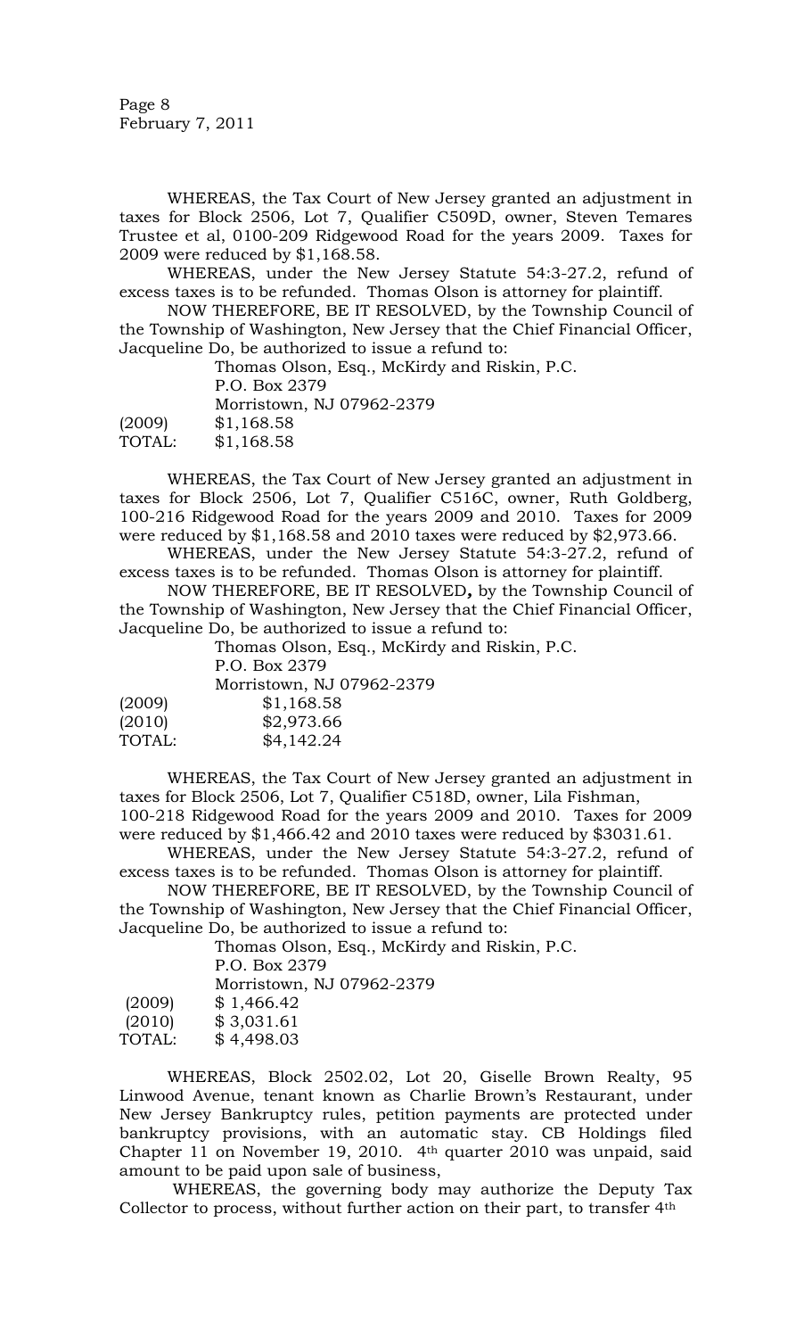WHEREAS, the Tax Court of New Jersey granted an adjustment in taxes for Block 2506, Lot 7, Qualifier C509D, owner, Steven Temares Trustee et al, 0100-209 Ridgewood Road for the years 2009. Taxes for 2009 were reduced by $1,168.58.

WHEREAS, under the New Jersey Statute 54:3-27.2, refund of excess taxes is to be refunded. Thomas Olson is attorney for plaintiff.

NOW THEREFORE, BE IT RESOLVED, by the Township Council of the Township of Washington, New Jersey that the Chief Financial Officer, Jacqueline Do, be authorized to issue a refund to:

Thomas Olson, Esq., McKirdy and Riskin, P.C.
P.O. Box 2379
Morristown, NJ 07962-2379

(2009) $1,168.58
TOTAL: $1,168.58

WHEREAS, the Tax Court of New Jersey granted an adjustment in taxes for Block 2506, Lot 7, Qualifier C516C, owner, Ruth Goldberg, 100-216 Ridgewood Road for the years 2009 and 2010. Taxes for 2009 were reduced by $1,168.58 and 2010 taxes were reduced by $2,973.66.

WHEREAS, under the New Jersey Statute 54:3-27.2, refund of excess taxes is to be refunded. Thomas Olson is attorney for plaintiff.

NOW THEREFORE, BE IT RESOLVED**,** by the Township Council of the Township of Washington, New Jersey that the Chief Financial Officer, Jacqueline Do, be authorized to issue a refund to:

Thomas Olson, Esq., McKirdy and Riskin, P.C.
P.O. Box 2379
Morristown, NJ 07962-2379

(2009) $1,168.58
(2010) $2,973.66
TOTAL: $4,142.24

WHEREAS, the Tax Court of New Jersey granted an adjustment in taxes for Block 2506, Lot 7, Qualifier C518D, owner, Lila Fishman, 100-218 Ridgewood Road for the years 2009 and 2010. Taxes for 2009 were reduced by $1,466.42 and 2010 taxes were reduced by $3031.61.

WHEREAS, under the New Jersey Statute 54:3-27.2, refund of excess taxes is to be refunded. Thomas Olson is attorney for plaintiff.

NOW THEREFORE, BE IT RESOLVED, by the Township Council of the Township of Washington, New Jersey that the Chief Financial Officer, Jacqueline Do, be authorized to issue a refund to:

Thomas Olson, Esq., McKirdy and Riskin, P.C.
P.O. Box 2379
Morristown, NJ 07962-2379

(2009) $ 1,466.42
(2010) $ 3,031.61
TOTAL: $ 4,498.03

WHEREAS, Block 2502.02, Lot 20, Giselle Brown Realty, 95 Linwood Avenue, tenant known as Charlie Brown's Restaurant, under New Jersey Bankruptcy rules, petition payments are protected under bankruptcy provisions, with an automatic stay. CB Holdings filed Chapter 11 on November 19, 2010. 4th quarter 2010 was unpaid, said amount to be paid upon sale of business,

WHEREAS, the governing body may authorize the Deputy Tax Collector to process, without further action on their part, to transfer 4th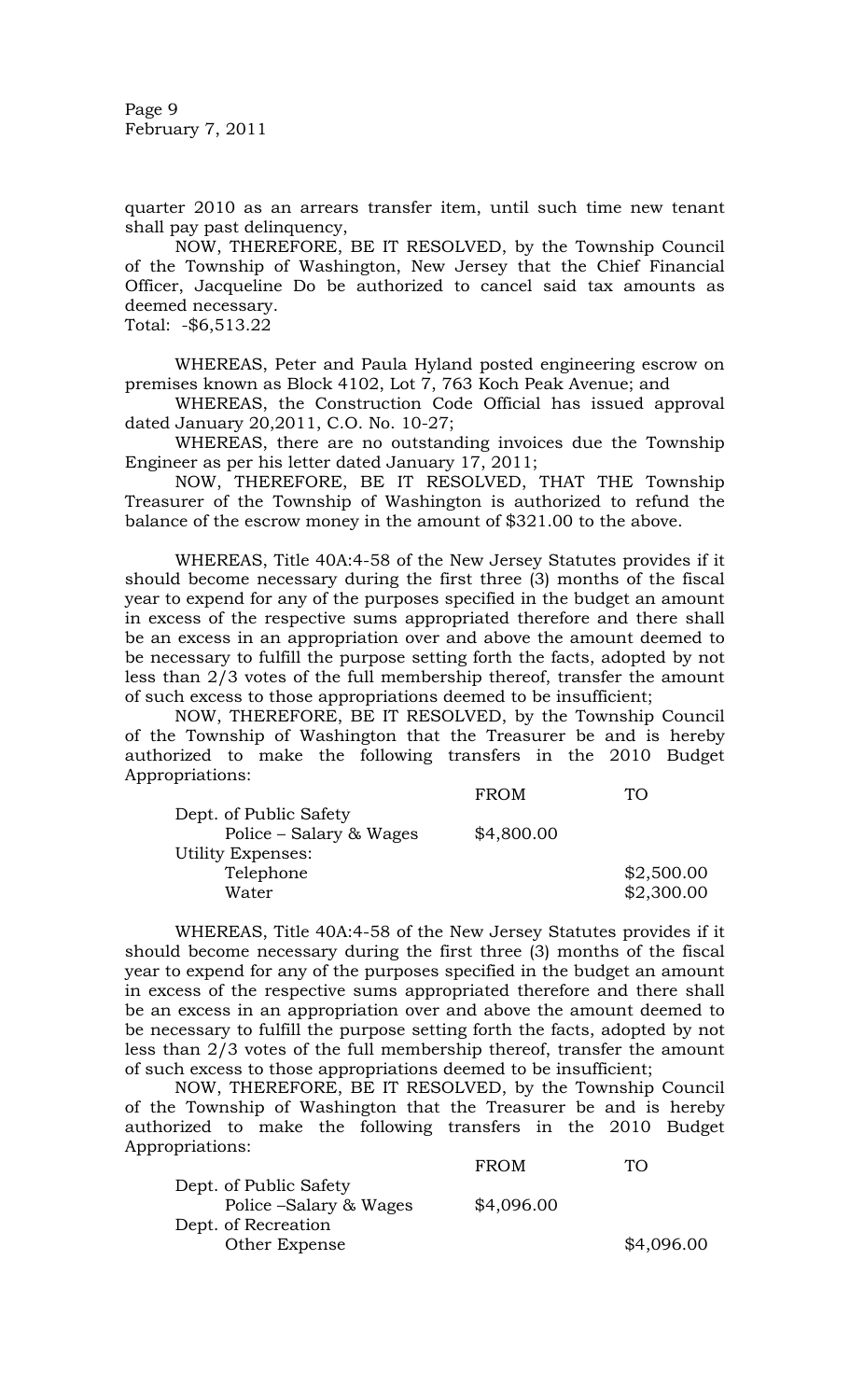quarter 2010 as an arrears transfer item, until such time new tenant shall pay past delinquency,

NOW, THEREFORE, BE IT RESOLVED, by the Township Council of the Township of Washington, New Jersey that the Chief Financial Officer, Jacqueline Do be authorized to cancel said tax amounts as deemed necessary.

Total: -$6,513.22

WHEREAS, Peter and Paula Hyland posted engineering escrow on premises known as Block 4102, Lot 7, 763 Koch Peak Avenue; and

WHEREAS, the Construction Code Official has issued approval dated January 20,2011, C.O. No. 10-27;

WHEREAS, there are no outstanding invoices due the Township Engineer as per his letter dated January 17, 2011;

NOW, THEREFORE, BE IT RESOLVED, THAT THE Township Treasurer of the Township of Washington is authorized to refund the balance of the escrow money in the amount of $321.00 to the above.

WHEREAS, Title 40A:4-58 of the New Jersey Statutes provides if it should become necessary during the first three (3) months of the fiscal year to expend for any of the purposes specified in the budget an amount in excess of the respective sums appropriated therefore and there shall be an excess in an appropriation over and above the amount deemed to be necessary to fulfill the purpose setting forth the facts, adopted by not less than 2/3 votes of the full membership thereof, transfer the amount of such excess to those appropriations deemed to be insufficient;

NOW, THEREFORE, BE IT RESOLVED, by the Township Council of the Township of Washington that the Treasurer be and is hereby authorized to make the following transfers in the 2010 Budget Appropriations:

| | FROM | TO |
|---|---|---|
| Dept. of Public Safety | | |
| Police – Salary & Wages | $4,800.00 | |
| Utility Expenses: | | |
| Telephone | | $2,500.00 |
| Water | | $2,300.00 |

WHEREAS, Title 40A:4-58 of the New Jersey Statutes provides if it should become necessary during the first three (3) months of the fiscal year to expend for any of the purposes specified in the budget an amount in excess of the respective sums appropriated therefore and there shall be an excess in an appropriation over and above the amount deemed to be necessary to fulfill the purpose setting forth the facts, adopted by not less than 2/3 votes of the full membership thereof, transfer the amount of such excess to those appropriations deemed to be insufficient;

NOW, THEREFORE, BE IT RESOLVED, by the Township Council of the Township of Washington that the Treasurer be and is hereby authorized to make the following transfers in the 2010 Budget Appropriations:

| | FROM | TO |
|---|---|---|
| Dept. of Public Safety | | |
| Police –Salary & Wages | $4,096.00 | |
| Dept. of Recreation | | |
| Other Expense | | $4,096.00 |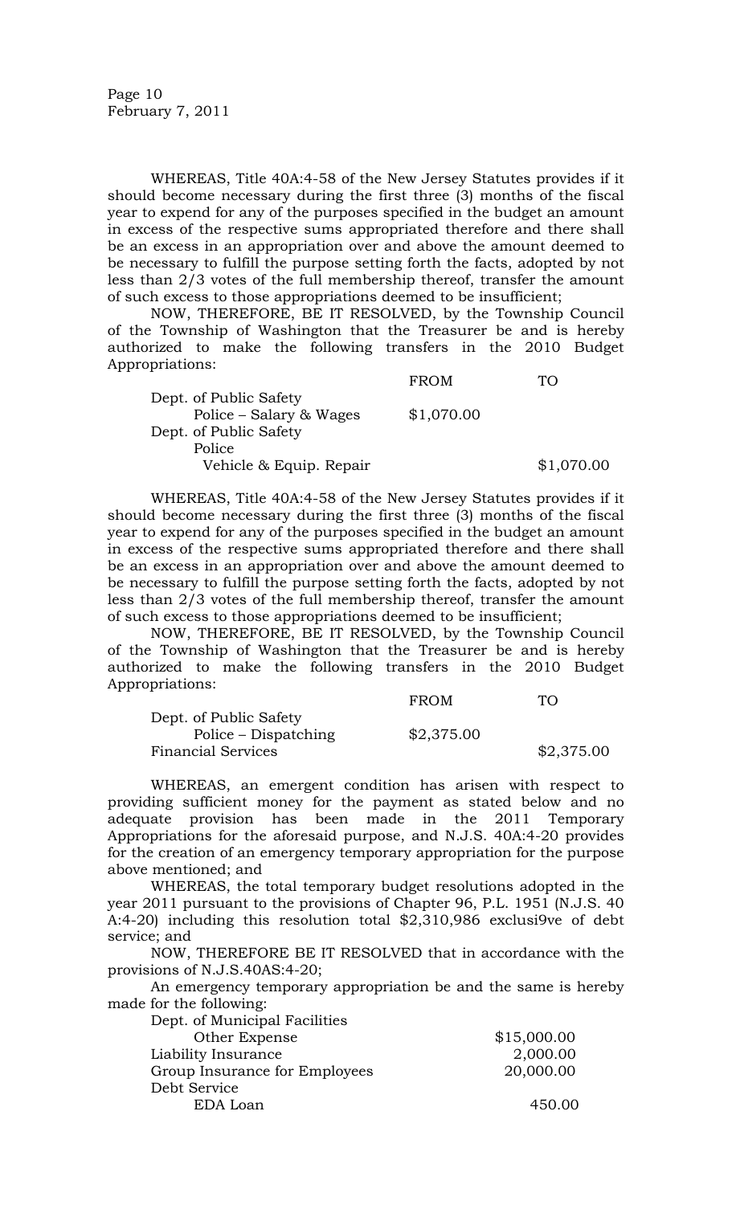WHEREAS, Title 40A:4-58 of the New Jersey Statutes provides if it should become necessary during the first three (3) months of the fiscal year to expend for any of the purposes specified in the budget an amount in excess of the respective sums appropriated therefore and there shall be an excess in an appropriation over and above the amount deemed to be necessary to fulfill the purpose setting forth the facts, adopted by not less than 2/3 votes of the full membership thereof, transfer the amount of such excess to those appropriations deemed to be insufficient;

NOW, THEREFORE, BE IT RESOLVED, by the Township Council of the Township of Washington that the Treasurer be and is hereby authorized to make the following transfers in the 2010 Budget Appropriations:

| | FROM | TO |
|---|---|---|
| Dept. of Public Safety | | |
| Police – Salary & Wages | $1,070.00 | |
| Dept. of Public Safety | | |
| Police | | |
| Vehicle & Equip. Repair | | $1,070.00 |

WHEREAS, Title 40A:4-58 of the New Jersey Statutes provides if it should become necessary during the first three (3) months of the fiscal year to expend for any of the purposes specified in the budget an amount in excess of the respective sums appropriated therefore and there shall be an excess in an appropriation over and above the amount deemed to be necessary to fulfill the purpose setting forth the facts, adopted by not less than 2/3 votes of the full membership thereof, transfer the amount of such excess to those appropriations deemed to be insufficient;

NOW, THEREFORE, BE IT RESOLVED, by the Township Council of the Township of Washington that the Treasurer be and is hereby authorized to make the following transfers in the 2010 Budget Appropriations:

| | FROM | TO |
|---|---|---|
| Dept. of Public Safety | | |
| Police – Dispatching | $2,375.00 | |
| Financial Services | | $2,375.00 |

WHEREAS, an emergent condition has arisen with respect to providing sufficient money for the payment as stated below and no adequate provision has been made in the 2011 Temporary Appropriations for the aforesaid purpose, and N.J.S. 40A:4-20 provides for the creation of an emergency temporary appropriation for the purpose above mentioned; and

WHEREAS, the total temporary budget resolutions adopted in the year 2011 pursuant to the provisions of Chapter 96, P.L. 1951 (N.J.S. 40 A:4-20) including this resolution total $2,310,986 exclusi9ve of debt service; and

NOW, THEREFORE BE IT RESOLVED that in accordance with the provisions of N.J.S.40AS:4-20;

An emergency temporary appropriation be and the same is hereby made for the following:

| | |
|---|---|
| Dept. of Municipal Facilities | |
| Other Expense | $15,000.00 |
| Liability Insurance | 2,000.00 |
| Group Insurance for Employees | 20,000.00 |
| Debt Service | |
| EDA Loan | 450.00 |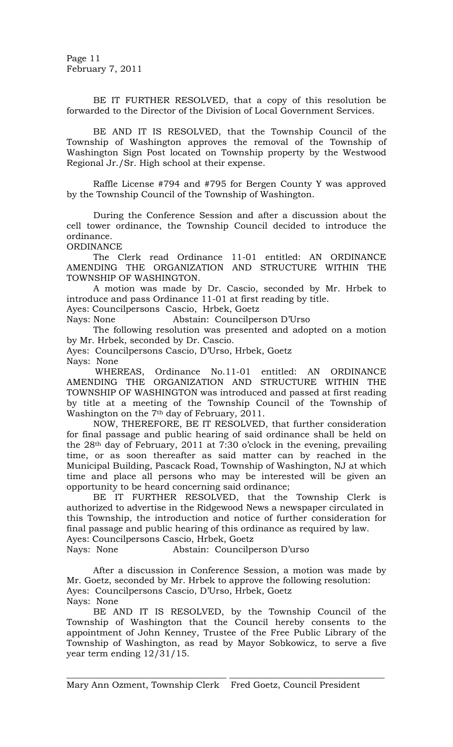BE IT FURTHER RESOLVED, that a copy of this resolution be forwarded to the Director of the Division of Local Government Services.

BE AND IT IS RESOLVED, that the Township Council of the Township of Washington approves the removal of the Township of Washington Sign Post located on Township property by the Westwood Regional Jr./Sr. High school at their expense.

Raffle License #794 and #795 for Bergen County Y was approved by the Township Council of the Township of Washington.

During the Conference Session and after a discussion about the cell tower ordinance, the Township Council decided to introduce the ordinance.

ORDINANCE

The Clerk read Ordinance 11-01 entitled: AN ORDINANCE AMENDING THE ORGANIZATION AND STRUCTURE WITHIN THE TOWNSHIP OF WASHINGTON.

A motion was made by Dr. Cascio, seconded by Mr. Hrbek to introduce and pass Ordinance 11-01 at first reading by title.

Ayes: Councilpersons Cascio, Hrbek, Goetz
Nays: None Abstain: Councilperson D'Urso

The following resolution was presented and adopted on a motion by Mr. Hrbek, seconded by Dr. Cascio.

Ayes: Councilpersons Cascio, D'Urso, Hrbek, Goetz
Nays: None

WHEREAS, Ordinance No.11-01 entitled: AN ORDINANCE AMENDING THE ORGANIZATION AND STRUCTURE WITHIN THE TOWNSHIP OF WASHINGTON was introduced and passed at first reading by title at a meeting of the Township Council of the Township of Washington on the 7th day of February, 2011.

NOW, THEREFORE, BE IT RESOLVED, that further consideration for final passage and public hearing of said ordinance shall be held on the 28th day of February, 2011 at 7:30 o'clock in the evening, prevailing time, or as soon thereafter as said matter can by reached in the Municipal Building, Pascack Road, Township of Washington, NJ at which time and place all persons who may be interested will be given an opportunity to be heard concerning said ordinance;

BE IT FURTHER RESOLVED, that the Township Clerk is authorized to advertise in the Ridgewood News a newspaper circulated in this Township, the introduction and notice of further consideration for final passage and public hearing of this ordinance as required by law.

Ayes: Councilpersons Cascio, Hrbek, Goetz
Nays: None Abstain: Councilperson D'urso

After a discussion in Conference Session, a motion was made by Mr. Goetz, seconded by Mr. Hrbek to approve the following resolution:

Ayes: Councilpersons Cascio, D'Urso, Hrbek, Goetz
Nays: None

BE AND IT IS RESOLVED, by the Township Council of the Township of Washington that the Council hereby consents to the appointment of John Kenney, Trustee of the Free Public Library of the Township of Washington, as read by Mayor Sobkowicz, to serve a five year term ending 12/31/15.

\_\_\_\_\_\_\_\_\_\_\_\_\_\_\_\_\_\_\_\_\_\_\_\_\_\_\_\_\_\_ \_\_\_\_\_\_\_\_\_\_\_\_\_\_\_\_\_\_\_\_\_\_\_\_\_\_\_\_\_\_

Mary Ann Ozment, Township Clerk Fred Goetz, Council President